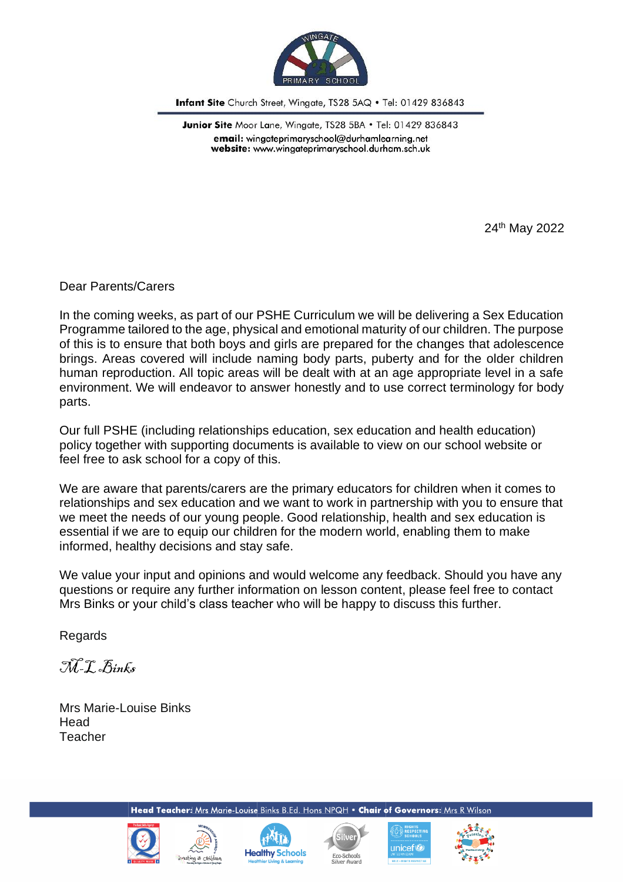**Infant Site** Church Street, Wingate, TS28 5AQ • Tel: 01429 836843

**Junior Site** Moor Lane, Wingate, TS28 5BA • Tel: 01429 836843
**email:** wingateprimaryschool@durhamlearning.net
**website:** www.wingateprimaryschool.durham.sch.uk

24th May 2022

Dear Parents/Carers

In the coming weeks, as part of our PSHE Curriculum we will be delivering a Sex Education Programme tailored to the age, physical and emotional maturity of our children. The purpose of this is to ensure that both boys and girls are prepared for the changes that adolescence brings. Areas covered will include naming body parts, puberty and for the older children human reproduction. All topic areas will be dealt with at an age appropriate level in a safe environment. We will endeavor to answer honestly and to use correct terminology for body parts.

Our full PSHE (including relationships education, sex education and health education) policy together with supporting documents is available to view on our school website or feel free to ask school for a copy of this.

We are aware that parents/carers are the primary educators for children when it comes to relationships and sex education and we want to work in partnership with you to ensure that we meet the needs of our young people. Good relationship, health and sex education is essential if we are to equip our children for the modern world, enabling them to make informed, healthy decisions and stay safe.

We value your input and opinions and would welcome any feedback. Should you have any questions or require any further information on lesson content, please feel free to contact Mrs Binks or your child's class teacher who will be happy to discuss this further.

Regards

*M-L Binks*

Mrs Marie-Louise Binks
Head
Teacher

**Head Teacher:** Mrs Marie-Louise Binks B.Ed. Hons NPQH • **Chair of Governors:** Mrs R Wilson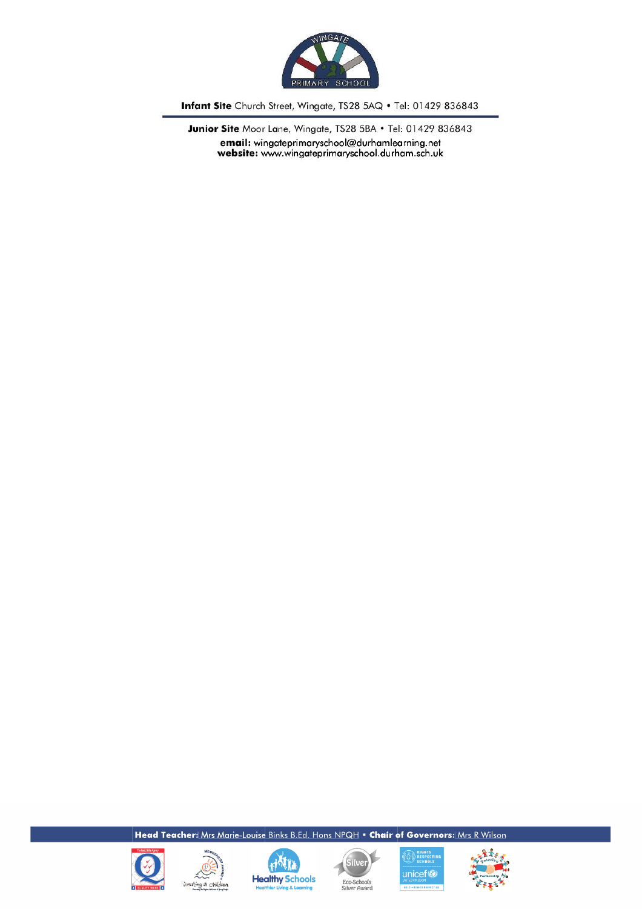Infant Site Church Street, Wingate, TS28 5AQ • Tel: 01429 836843

Junior Site Moor Lane, Wingate, TS28 5BA • Tel: 01429 836843

**email:** wingateprimaryschool@durhamlearning.net
**website:** www.wingateprimaryschool.durham.sch.uk

**Head Teacher:** Mrs Marie-Louise Binks B.Ed. Hons NPQH • **Chair of Governors:** Mrs R Wilson